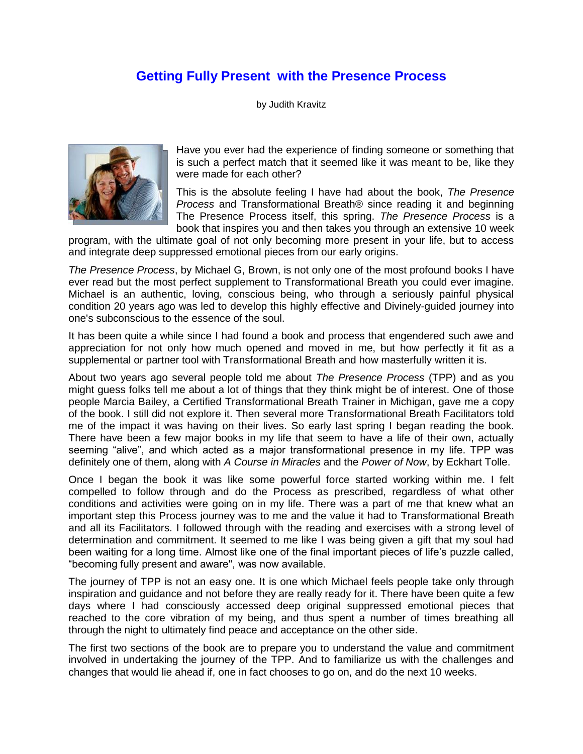# Getting Fully Present with the Presence Process

by Judith Kravitz

Have you ever had the experience of finding someone or something that is such a perfect match that it seemed like it was meant to be, like they were made for each other?

This is the absolute feeling I have had about the book, *The Presence Process* and Transformational Breath® since reading it and beginning The Presence Process itself, this spring. *The Presence Process* is a book that inspires you and then takes you through an extensive 10 week program, with the ultimate goal of not only becoming more present in your life, but to access and integrate deep suppressed emotional pieces from our early origins.

*The Presence Process*, by Michael G, Brown, is not only one of the most profound books I have ever read but the most perfect supplement to Transformational Breath you could ever imagine. Michael is an authentic, loving, conscious being, who through a seriously painful physical condition 20 years ago was led to develop this highly effective and Divinely-guided journey into one's subconscious to the essence of the soul.

It has been quite a while since I had found a book and process that engendered such awe and appreciation for not only how much opened and moved in me, but how perfectly it fit as a supplemental or partner tool with Transformational Breath and how masterfully written it is.

About two years ago several people told me about *The Presence Process* (TPP) and as you might guess folks tell me about a lot of things that they think might be of interest. One of those people Marcia Bailey, a Certified Transformational Breath Trainer in Michigan, gave me a copy of the book. I still did not explore it. Then several more Transformational Breath Facilitators told me of the impact it was having on their lives. So early last spring I began reading the book. There have been a few major books in my life that seem to have a life of their own, actually seeming "alive", and which acted as a major transformational presence in my life. TPP was definitely one of them, along with *A Course in Miracles* and the *Power of Now*, by Eckhart Tolle.

Once I began the book it was like some powerful force started working within me. I felt compelled to follow through and do the Process as prescribed, regardless of what other conditions and activities were going on in my life. There was a part of me that knew what an important step this Process journey was to me and the value it had to Transformational Breath and all its Facilitators. I followed through with the reading and exercises with a strong level of determination and commitment. It seemed to me like I was being given a gift that my soul had been waiting for a long time. Almost like one of the final important pieces of life's puzzle called, "becoming fully present and aware", was now available.

The journey of TPP is not an easy one. It is one which Michael feels people take only through inspiration and guidance and not before they are really ready for it. There have been quite a few days where I had consciously accessed deep original suppressed emotional pieces that reached to the core vibration of my being, and thus spent a number of times breathing all through the night to ultimately find peace and acceptance on the other side.

The first two sections of the book are to prepare you to understand the value and commitment involved in undertaking the journey of the TPP. And to familiarize us with the challenges and changes that would lie ahead if, one in fact chooses to go on, and do the next 10 weeks.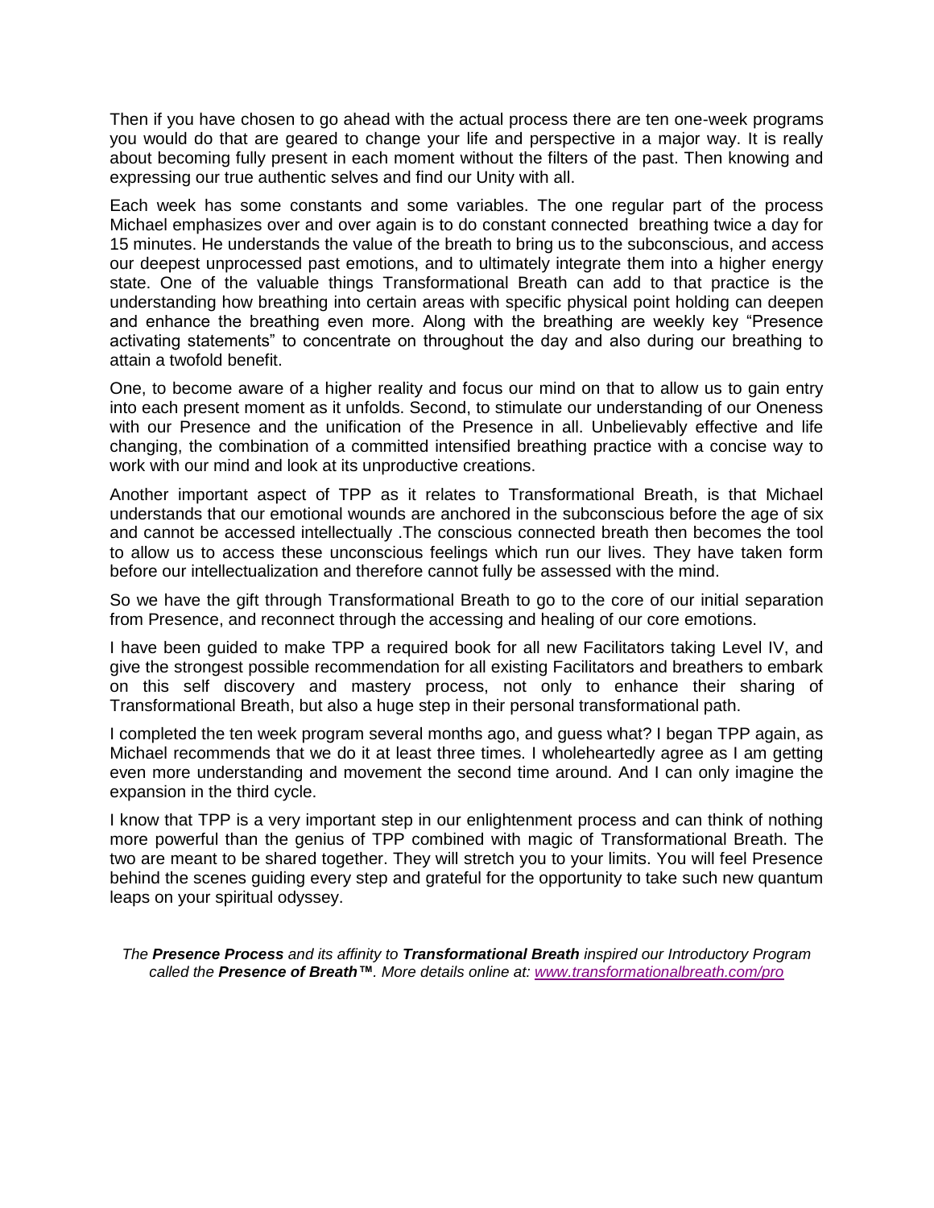Then if you have chosen to go ahead with the actual process there are ten one-week programs you would do that are geared to change your life and perspective in a major way. It is really about becoming fully present in each moment without the filters of the past. Then knowing and expressing our true authentic selves and find our Unity with all.

Each week has some constants and some variables. The one regular part of the process Michael emphasizes over and over again is to do constant connected breathing twice a day for 15 minutes. He understands the value of the breath to bring us to the subconscious, and access our deepest unprocessed past emotions, and to ultimately integrate them into a higher energy state. One of the valuable things Transformational Breath can add to that practice is the understanding how breathing into certain areas with specific physical point holding can deepen and enhance the breathing even more. Along with the breathing are weekly key "Presence activating statements" to concentrate on throughout the day and also during our breathing to attain a twofold benefit.

One, to become aware of a higher reality and focus our mind on that to allow us to gain entry into each present moment as it unfolds. Second, to stimulate our understanding of our Oneness with our Presence and the unification of the Presence in all. Unbelievably effective and life changing, the combination of a committed intensified breathing practice with a concise way to work with our mind and look at its unproductive creations.

Another important aspect of TPP as it relates to Transformational Breath, is that Michael understands that our emotional wounds are anchored in the subconscious before the age of six and cannot be accessed intellectually .The conscious connected breath then becomes the tool to allow us to access these unconscious feelings which run our lives. They have taken form before our intellectualization and therefore cannot fully be assessed with the mind.

So we have the gift through Transformational Breath to go to the core of our initial separation from Presence, and reconnect through the accessing and healing of our core emotions.

I have been guided to make TPP a required book for all new Facilitators taking Level IV, and give the strongest possible recommendation for all existing Facilitators and breathers to embark on this self discovery and mastery process, not only to enhance their sharing of Transformational Breath, but also a huge step in their personal transformational path.

I completed the ten week program several months ago, and guess what? I began TPP again, as Michael recommends that we do it at least three times. I wholeheartedly agree as I am getting even more understanding and movement the second time around. And I can only imagine the expansion in the third cycle.

I know that TPP is a very important step in our enlightenment process and can think of nothing more powerful than the genius of TPP combined with magic of Transformational Breath. The two are meant to be shared together. They will stretch you to your limits. You will feel Presence behind the scenes guiding every step and grateful for the opportunity to take such new quantum leaps on your spiritual odyssey.

*The **Presence Process** and its affinity to **Transformational Breath** inspired our Introductory Program called the **Presence of Breath™**. More details online at: [www.transformationalbreath.com/pro](www.transformationalbreath.com/pro)*